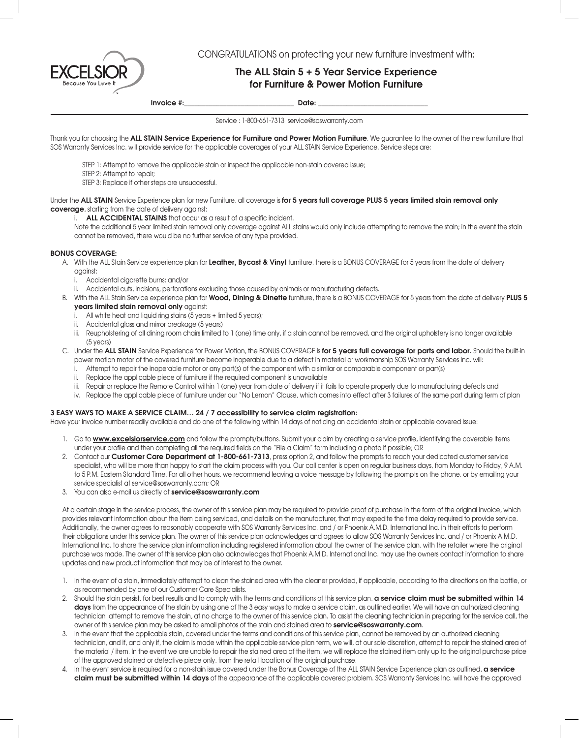EXCELSIOR
Because You Love It

CONGRATULATIONS on protecting your new furniture investment with:

## The ALL Stain 5 + 5 Year Service Experience for Furniture & Power Motion Furniture

**Invoice #:**_______________________________ **Date:** _______________________________

Service : 1-800-661-7313 service@soswarranty.com

Thank you for choosing the **ALL STAIN Service Experience for Furniture and Power Motion Furniture**. We guarantee to the owner of the new furniture that SOS Warranty Services Inc. will provide service for the applicable coverages of your ALL STAIN Service Experience. Service steps are:

STEP 1: Attempt to remove the applicable stain or inspect the applicable non-stain covered issue;
STEP 2: Attempt to repair;
STEP 3: Replace if other steps are unsuccessful.

Under the **ALL STAIN** Service Experience plan for new Furniture, all coverage is **for 5 years full coverage PLUS 5 years limited stain removal only coverage**, starting from the date of delivery against:

i. **ALL ACCIDENTAL STAINS** that occur as a result of a specific incident.

Note the additional 5 year limited stain removal only coverage against ALL stains would only include attempting to remove the stain; in the event the stain cannot be removed, there would be no further service of any type provided.

**BONUS COVERAGE:**

A. With the ALL Stain Service experience plan for **Leather, Bycast & Vinyl** furniture, there is a BONUS COVERAGE for 5 years from the date of delivery against:
   i. Accidental cigarette burns; and/or
   ii. Accidental cuts, incisions, perforations excluding those caused by animals or manufacturing defects.
B. With the ALL Stain Service experience plan for **Wood, Dining & Dinette** furniture, there is a BONUS COVERAGE for 5 years from the date of delivery **PLUS 5 years limited stain removal only** against:
   i. All white heat and liquid ring stains (5 years + limited 5 years);
   ii. Accidental glass and mirror breakage (5 years)
   iii. Reupholstering of all dining room chairs limited to 1 (one) time only, if a stain cannot be removed, and the original upholstery is no longer available (5 years)
C. Under the **ALL STAIN** Service Experience for Power Motion, the BONUS COVERAGE is **for 5 years full coverage for parts and labor.** Should the built-in power motion motor of the covered furniture become inoperable due to a defect in material or workmanship SOS Warranty Services Inc. will:
   i. Attempt to repair the inoperable motor or any part(s) of the component with a similar or comparable component or part(s)
   ii. Replace the applicable piece of furniture if the required component is unavailable
   iii. Repair or replace the Remote Control within 1 (one) year from date of delivery if it fails to operate properly due to manufacturing defects and
   iv. Replace the applicable piece of furniture under our "No Lemon" Clause, which comes into effect after 3 failures of the same part during term of plan

**3 EASY WAYS TO MAKE A SERVICE CLAIM… 24 / 7 accessibility to service claim registration:**

Have your invoice number readily available and do one of the following within 14 days of noticing an accidental stain or applicable covered issue:

1. Go to **www.excelsiorservice.com** and follow the prompts/buttons. Submit your claim by creating a service profile, identifying the coverable items under your profile and then completing all the required fields on the "File a Claim" form including a photo if possible; OR
2. Contact our **Customer Care Department at 1-800-661-7313**, press option 2, and follow the prompts to reach your dedicated customer service specialist, who will be more than happy to start the claim process with you. Our call center is open on regular business days, from Monday to Friday, 9 A.M. to 5 P.M. Eastern Standard Time. For all other hours, we recommend leaving a voice message by following the prompts on the phone, or by emailing your service specialist at service@soswarranty.com; OR
3. You can also e-mail us directly at **service@soswarranty.com**

At a certain stage in the service process, the owner of this service plan may be required to provide proof of purchase in the form of the original invoice, which provides relevant information about the item being serviced, and details on the manufacturer, that may expedite the time delay required to provide service. Additionally, the owner agrees to reasonably cooperate with SOS Warranty Services Inc. and / or Phoenix A.M.D. International Inc. in their efforts to perform their obligations under this service plan. The owner of this service plan acknowledges and agrees to allow SOS Warranty Services Inc. and / or Phoenix A.M.D. International Inc. to share the service plan information including registered information about the owner of the service plan, with the retailer where the original purchase was made. The owner of this service plan also acknowledges that Phoenix A.M.D. International Inc. may use the owners contact information to share updates and new product information that may be of interest to the owner.

1. In the event of a stain, immediately attempt to clean the stained area with the cleaner provided, if applicable, according to the directions on the bottle, or as recommended by one of our Customer Care Specialists.
2. Should the stain persist, for best results and to comply with the terms and conditions of this service plan, **a service claim must be submitted within 14 days** from the appearance of the stain by using one of the 3 easy ways to make a service claim, as outlined earlier. We will have an authorized cleaning technician attempt to remove the stain, at no charge to the owner of this service plan. To assist the cleaning technician in preparing for the service call, the owner of this service plan may be asked to email photos of the stain and stained area to **service@soswarranty.com**.
3. In the event that the applicable stain, covered under the terms and conditions of this service plan, cannot be removed by an authorized cleaning technician, and if, and only if, the claim is made within the applicable service plan term, we will, at our sole discretion, attempt to repair the stained area of the material / item. In the event we are unable to repair the stained area of the item, we will replace the stained item only up to the original purchase price of the approved stained or defective piece only, from the retail location of the original purchase.
4. In the event service is required for a non-stain issue covered under the Bonus Coverage of the ALL STAIN Service Experience plan as outlined, **a service claim must be submitted within 14 days** of the appearance of the applicable covered problem. SOS Warranty Services Inc. will have the approved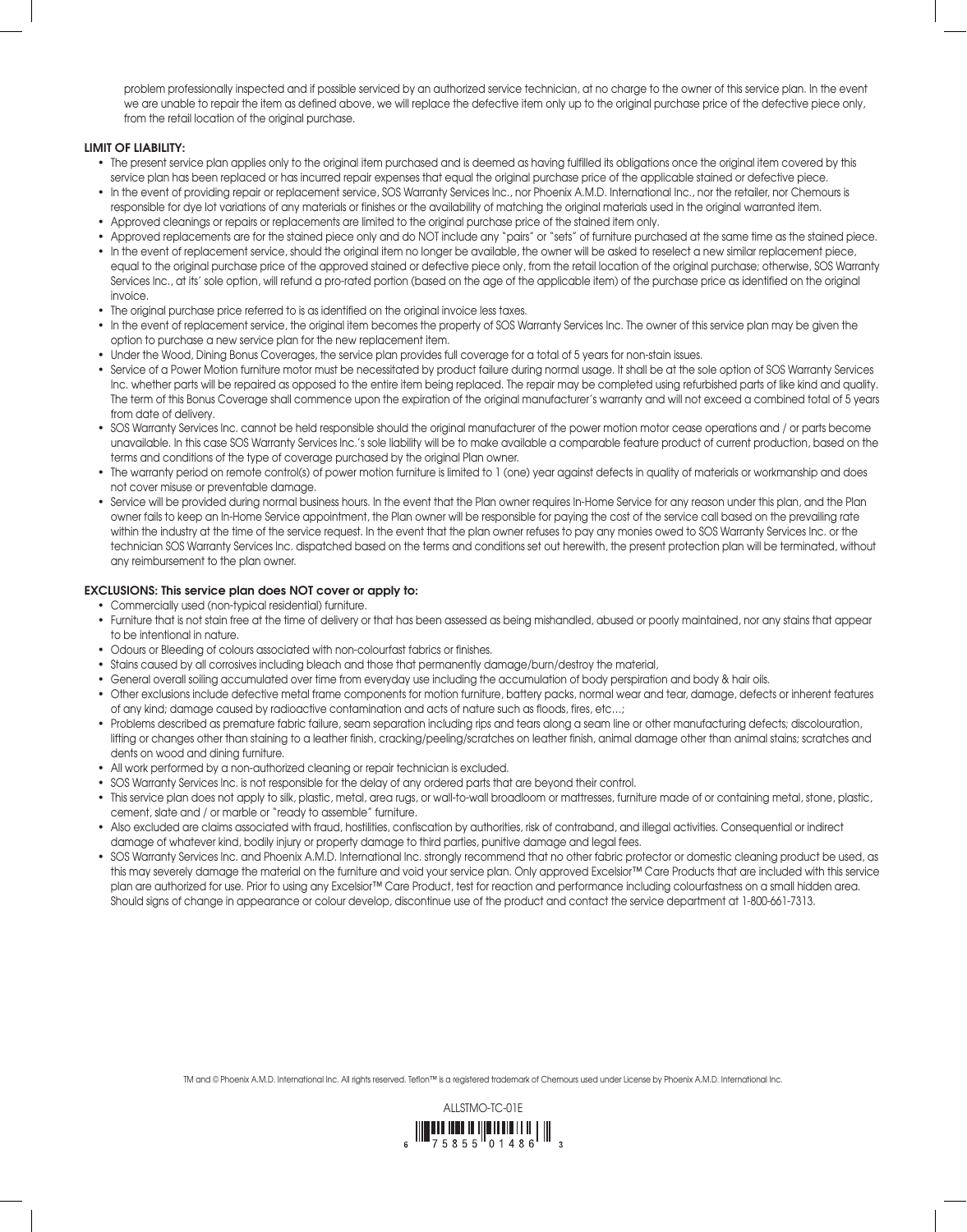problem professionally inspected and if possible serviced by an authorized service technician, at no charge to the owner of this service plan. In the event we are unable to repair the item as defined above, we will replace the defective item only up to the original purchase price of the defective piece only, from the retail location of the original purchase.

**LIMIT OF LIABILITY:**

- The present service plan applies only to the original item purchased and is deemed as having fulfilled its obligations once the original item covered by this service plan has been replaced or has incurred repair expenses that equal the original purchase price of the applicable stained or defective piece.
- In the event of providing repair or replacement service, SOS Warranty Services Inc., nor Phoenix A.M.D. International Inc., nor the retailer, nor Chemours is responsible for dye lot variations of any materials or finishes or the availability of matching the original materials used in the original warranted item.
- Approved cleanings or repairs or replacements are limited to the original purchase price of the stained item only.
- Approved replacements are for the stained piece only and do NOT include any "pairs" or "sets" of furniture purchased at the same time as the stained piece.
- In the event of replacement service, should the original item no longer be available, the owner will be asked to reselect a new similar replacement piece, equal to the original purchase price of the approved stained or defective piece only, from the retail location of the original purchase; otherwise, SOS Warranty Services Inc., at its' sole option, will refund a pro-rated portion (based on the age of the applicable item) of the purchase price as identified on the original invoice.
- The original purchase price referred to is as identified on the original invoice less taxes.
- In the event of replacement service, the original item becomes the property of SOS Warranty Services Inc. The owner of this service plan may be given the option to purchase a new service plan for the new replacement item.
- Under the Wood, Dining Bonus Coverages, the service plan provides full coverage for a total of 5 years for non-stain issues.
- Service of a Power Motion furniture motor must be necessitated by product failure during normal usage. It shall be at the sole option of SOS Warranty Services Inc. whether parts will be repaired as opposed to the entire item being replaced. The repair may be completed using refurbished parts of like kind and quality. The term of this Bonus Coverage shall commence upon the expiration of the original manufacturer's warranty and will not exceed a combined total of 5 years from date of delivery.
- SOS Warranty Services Inc. cannot be held responsible should the original manufacturer of the power motion motor cease operations and / or parts become unavailable. In this case SOS Warranty Services Inc.'s sole liability will be to make available a comparable feature product of current production, based on the terms and conditions of the type of coverage purchased by the original Plan owner.
- The warranty period on remote control(s) of power motion furniture is limited to 1 (one) year against defects in quality of materials or workmanship and does not cover misuse or preventable damage.
- Service will be provided during normal business hours. In the event that the Plan owner requires In-Home Service for any reason under this plan, and the Plan owner fails to keep an In-Home Service appointment, the Plan owner will be responsible for paying the cost of the service call based on the prevailing rate within the industry at the time of the service request. In the event that the plan owner refuses to pay any monies owed to SOS Warranty Services Inc. or the technician SOS Warranty Services Inc. dispatched based on the terms and conditions set out herewith, the present protection plan will be terminated, without any reimbursement to the plan owner.

**EXCLUSIONS: This service plan does NOT cover or apply to:**

- Commercially used (non-typical residential) furniture.
- Furniture that is not stain free at the time of delivery or that has been assessed as being mishandled, abused or poorly maintained, nor any stains that appear to be intentional in nature.
- Odours or Bleeding of colours associated with non-colourfast fabrics or finishes.
- Stains caused by all corrosives including bleach and those that permanently damage/burn/destroy the material,
- General overall soiling accumulated over time from everyday use including the accumulation of body perspiration and body & hair oils.
- Other exclusions include defective metal frame components for motion furniture, battery packs, normal wear and tear, damage, defects or inherent features of any kind; damage caused by radioactive contamination and acts of nature such as floods, fires, etc…;
- Problems described as premature fabric failure, seam separation including rips and tears along a seam line or other manufacturing defects; discolouration, lifting or changes other than staining to a leather finish, cracking/peeling/scratches on leather finish, animal damage other than animal stains; scratches and dents on wood and dining furniture.
- All work performed by a non-authorized cleaning or repair technician is excluded.
- SOS Warranty Services Inc. is not responsible for the delay of any ordered parts that are beyond their control.
- This service plan does not apply to silk, plastic, metal, area rugs, or wall-to-wall broadloom or mattresses, furniture made of or containing metal, stone, plastic, cement, slate and / or marble or "ready to assemble" furniture.
- Also excluded are claims associated with fraud, hostilities, confiscation by authorities, risk of contraband, and illegal activities. Consequential or indirect damage of whatever kind, bodily injury or property damage to third parties, punitive damage and legal fees.
- SOS Warranty Services Inc. and Phoenix A.M.D. International Inc. strongly recommend that no other fabric protector or domestic cleaning product be used, as this may severely damage the material on the furniture and void your service plan. Only approved Excelsior™ Care Products that are included with this service plan are authorized for use. Prior to using any Excelsior™ Care Product, test for reaction and performance including colourfastness on a small hidden area. Should signs of change in appearance or colour develop, discontinue use of the product and contact the service department at 1-800-661-7313.

TM and © Phoenix A.M.D. International Inc. All rights reserved. Teflon™ is a registered trademark of Chemours used under License by Phoenix A.M.D. International Inc.

ALLSTMO-TC-01E

6 75855 01486 3